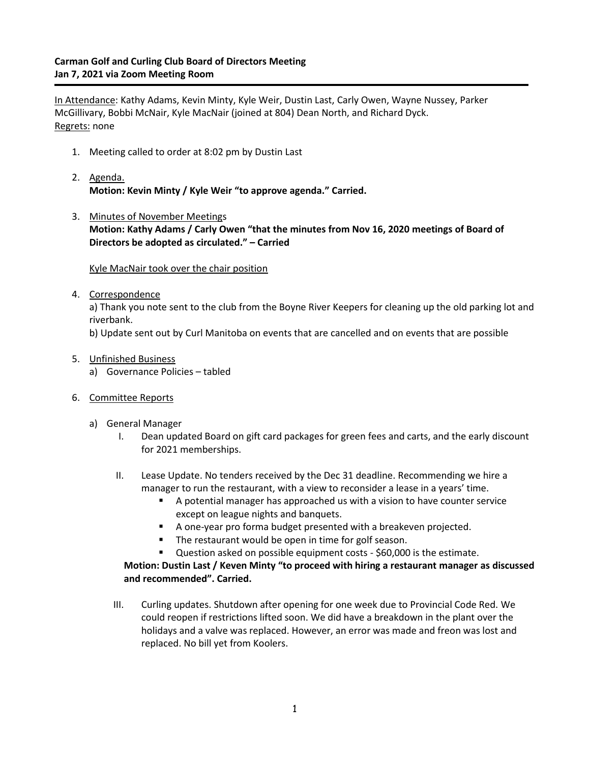**Carman Golf and Curling Club Board of Directors Meeting**
**Jan 7, 2021 via Zoom Meeting Room**

---

In Attendance: Kathy Adams, Kevin Minty, Kyle Weir, Dustin Last, Carly Owen, Wayne Nussey, Parker McGillivary, Bobbi McNair, Kyle MacNair (joined at 804) Dean North, and Richard Dyck.
Regrets: none

1. Meeting called to order at 8:02 pm by Dustin Last

2. Agenda.
   **Motion: Kevin Minty / Kyle Weir "to approve agenda." Carried.**

3. Minutes of November Meetings
   **Motion: Kathy Adams / Carly Owen "that the minutes from Nov 16, 2020 meetings of Board of Directors be adopted as circulated." – Carried**

   Kyle MacNair took over the chair position

4. Correspondence
   a) Thank you note sent to the club from the Boyne River Keepers for cleaning up the old parking lot and riverbank.
   b) Update sent out by Curl Manitoba on events that are cancelled and on events that are possible

5. Unfinished Business
   a) Governance Policies – tabled

6. Committee Reports

   a) General Manager
      I. Dean updated Board on gift card packages for green fees and carts, and the early discount for 2021 memberships.

      II. Lease Update. No tenders received by the Dec 31 deadline. Recommending we hire a manager to run the restaurant, with a view to reconsider a lease in a years' time.
         - A potential manager has approached us with a vision to have counter service except on league nights and banquets.
         - A one-year pro forma budget presented with a breakeven projected.
         - The restaurant would be open in time for golf season.
         - Question asked on possible equipment costs - $60,000 is the estimate.

      **Motion: Dustin Last / Keven Minty "to proceed with hiring a restaurant manager as discussed and recommended". Carried.**

      III. Curling updates. Shutdown after opening for one week due to Provincial Code Red. We could reopen if restrictions lifted soon. We did have a breakdown in the plant over the holidays and a valve was replaced. However, an error was made and freon was lost and replaced. No bill yet from Koolers.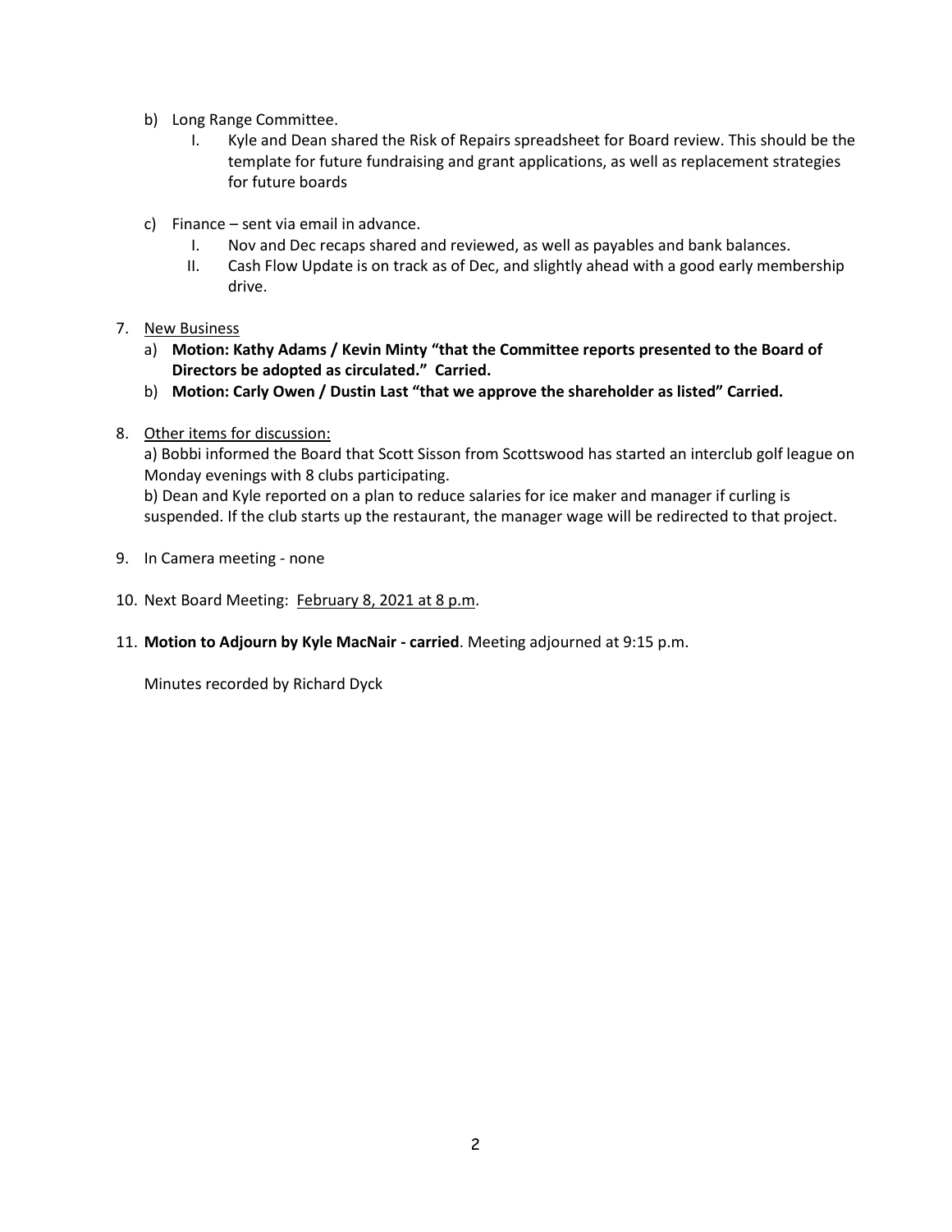b) Long Range Committee.
   I. Kyle and Dean shared the Risk of Repairs spreadsheet for Board review. This should be the template for future fundraising and grant applications, as well as replacement strategies for future boards

c) Finance – sent via email in advance.
   I. Nov and Dec recaps shared and reviewed, as well as payables and bank balances.
   II. Cash Flow Update is on track as of Dec, and slightly ahead with a good early membership drive.

7. <u>New Business</u>
   a) **Motion: Kathy Adams / Kevin Minty "that the Committee reports presented to the Board of Directors be adopted as circulated." Carried.**
   b) **Motion: Carly Owen / Dustin Last "that we approve the shareholder as listed" Carried.**

8. <u>Other items for discussion:</u>
   a) Bobbi informed the Board that Scott Sisson from Scottswood has started an interclub golf league on Monday evenings with 8 clubs participating.
   b) Dean and Kyle reported on a plan to reduce salaries for ice maker and manager if curling is suspended. If the club starts up the restaurant, the manager wage will be redirected to that project.

9. In Camera meeting - none

10. Next Board Meeting: <u>February 8, 2021 at 8 p.m</u>.

11. **Motion to Adjourn by Kyle MacNair - carried**. Meeting adjourned at 9:15 p.m.

    Minutes recorded by Richard Dyck